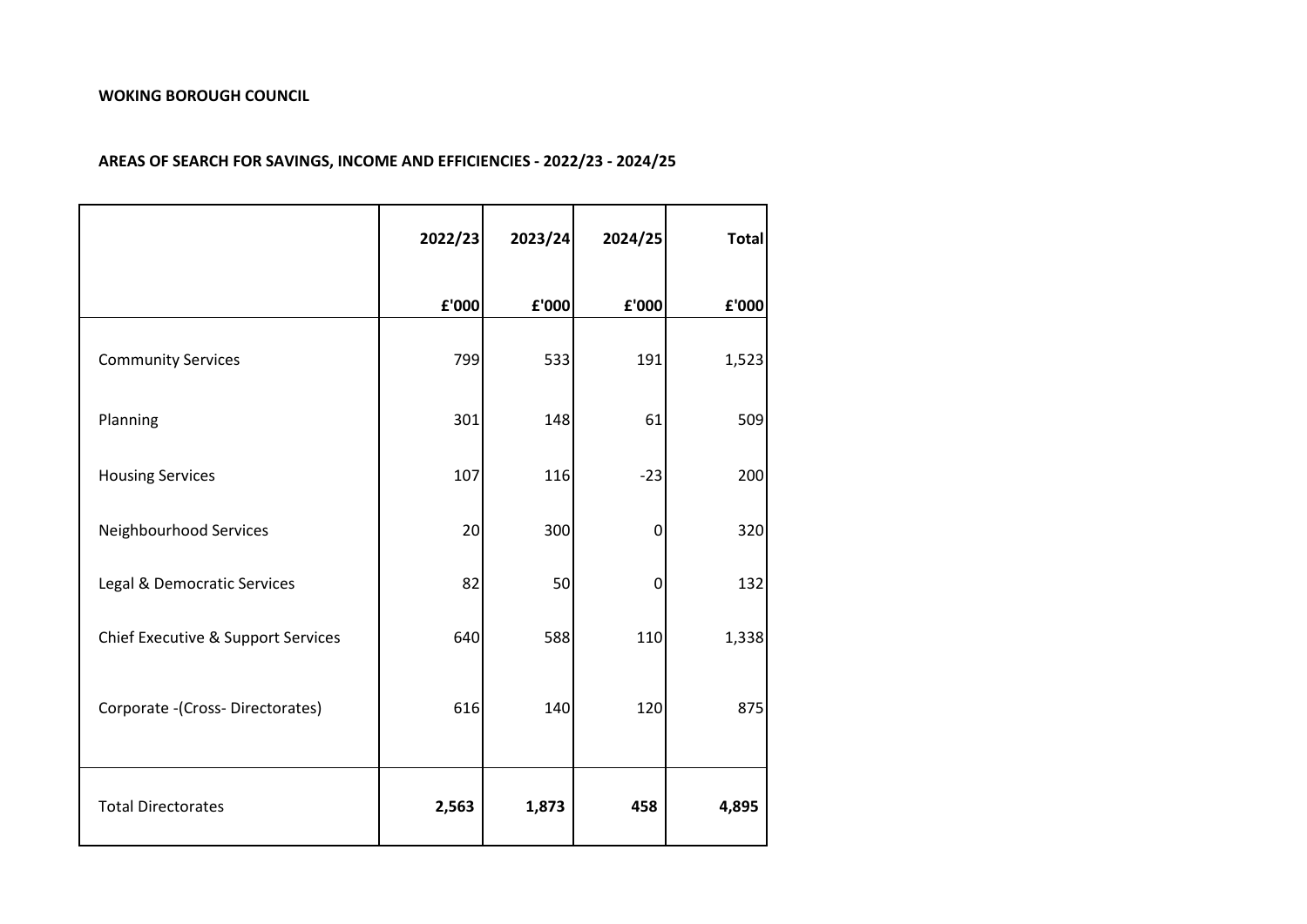**WOKING BOROUGH COUNCIL**

**AREAS OF SEARCH FOR SAVINGS, INCOME AND EFFICIENCIES - 2022/23 - 2024/25**

| | 2022/23 | 2023/24 | 2024/25 | Total |
|---|---|---|---|---|
| | £'000 | £'000 | £'000 | £'000 |
| Community Services | 799 | 533 | 191 | 1,523 |
| Planning | 301 | 148 | 61 | 509 |
| Housing Services | 107 | 116 | -23 | 200 |
| Neighbourhood Services | 20 | 300 | 0 | 320 |
| Legal & Democratic Services | 82 | 50 | 0 | 132 |
| Chief Executive & Support Services | 640 | 588 | 110 | 1,338 |
| Corporate -(Cross- Directorates) | 616 | 140 | 120 | 875 |
| Total Directorates | **2,563** | **1,873** | **458** | **4,895** |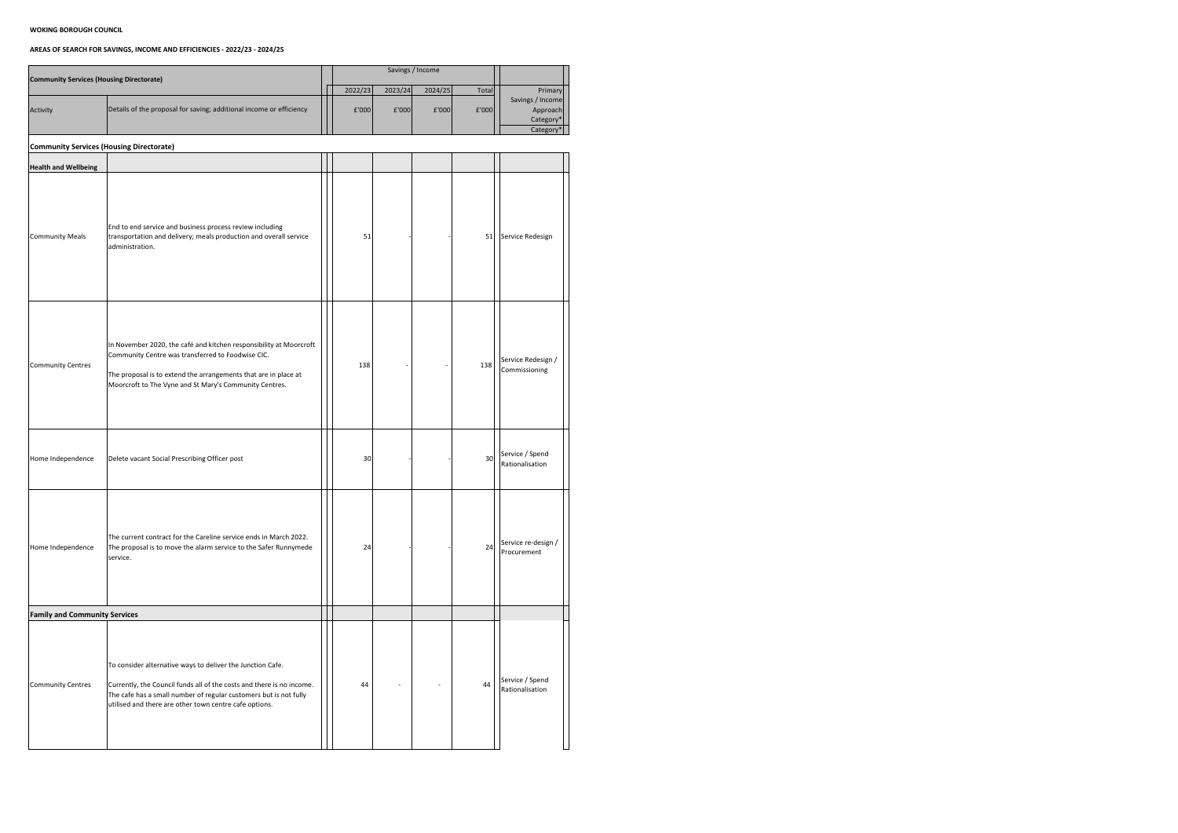**WOKING BOROUGH COUNCIL**

**AREAS OF SEARCH FOR SAVINGS, INCOME AND EFFICIENCIES - 2022/23 - 2024/25**

| **Community Services (Housing Directorate)** | | Savings / Income | | | | |
|---|---|---|---|---|---|---|
| | | 2022/23 | 2023/24 | 2024/25 | Total | Primary |
| Activity | Details of the proposal for saving; additional income or efficiency | £'000 | £'000 | £'000 | £'000 | Savings / Income Approach Category* Category* |
| **Community Services (Housing Directorate)** | | | | | | |
| **Health and Wellbeing** | | | | | | |
| Community Meals | End to end service and business process review including transportation and delivery; meals production and overall service administration. | 51 | - | - | 51 | Service Redesign |
| Community Centres | In November 2020, the café and kitchen responsibility at Moorcroft Community Centre was transferred to Foodwise CIC.<br><br>The proposal is to extend the arrangements that are in place at Moorcroft to The Vyne and St Mary's Community Centres. | 138 | - | - | 138 | Service Redesign / Commissioning |
| Home Independence | Delete vacant Social Prescribing Officer post | 30 | - | - | 30 | Service / Spend Rationalisation |
| Home Independence | The current contract for the Careline service ends in March 2022. The proposal is to move the alarm service to the Safer Runnymede service. | 24 | - | - | 24 | Service re-design / Procurement |
| **Family and Community Services** | | | | | | |
| Community Centres | To consider alternative ways to deliver the Junction Cafe.<br><br>Currently, the Council funds all of the costs and there is no income. The cafe has a small number of regular customers but is not fully utilised and there are other town centre cafe options. | 44 | - | - | 44 | Service / Spend Rationalisation |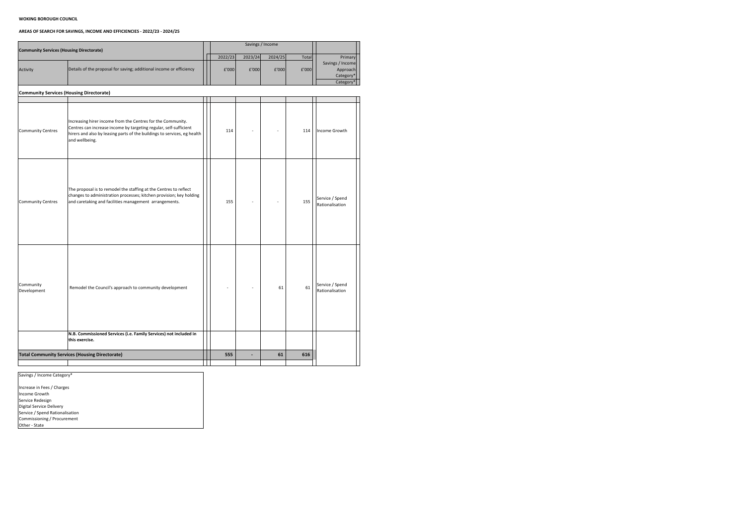**WOKING BOROUGH COUNCIL**

**AREAS OF SEARCH FOR SAVINGS, INCOME AND EFFICIENCIES - 2022/23 - 2024/25**

| **Community Services (Housing Directorate)** | | Savings / Income | | | | |
|---|---|---|---|---|---|---|
| | | 2022/23 | 2023/24 | 2024/25 | Total | Primary |
| Activity | Details of the proposal for saving; additional income or efficiency | £'000 | £'000 | £'000 | £'000 | Savings / Income Approach Category* |
| **Community Services (Housing Directorate)** | | | | | | |
| Community Centres | Increasing hirer income from the Centres for the Community. Centres can increase income by targeting regular, self-sufficient hirers and also by leasing parts of the buildings to services, eg health and wellbeing. | 114 | - | - | 114 | Income Growth |
| Community Centres | The proposal is to remodel the staffing at the Centres to reflect changes to administration processes; kitchen provision; key holding and caretaking and facilities management arrangements. | 155 | - | - | 155 | Service / Spend Rationalisation |
| Community Development | Remodel the Council's approach to community development | - | - | 61 | 61 | Service / Spend Rationalisation |
| | **N.B. Commissioned Services (i.e. Family Services) not included in this exercise.** | | | | | |
| **Total Community Services (Housing Directorate)** | | **555** | **-** | **61** | **616** | |

Savings / Income Category*

- Increase in Fees / Charges
- Income Growth
- Service Redesign
- Digital Service Delivery
- Service / Spend Rationalisation
- Commissioning / Procurement
- Other - State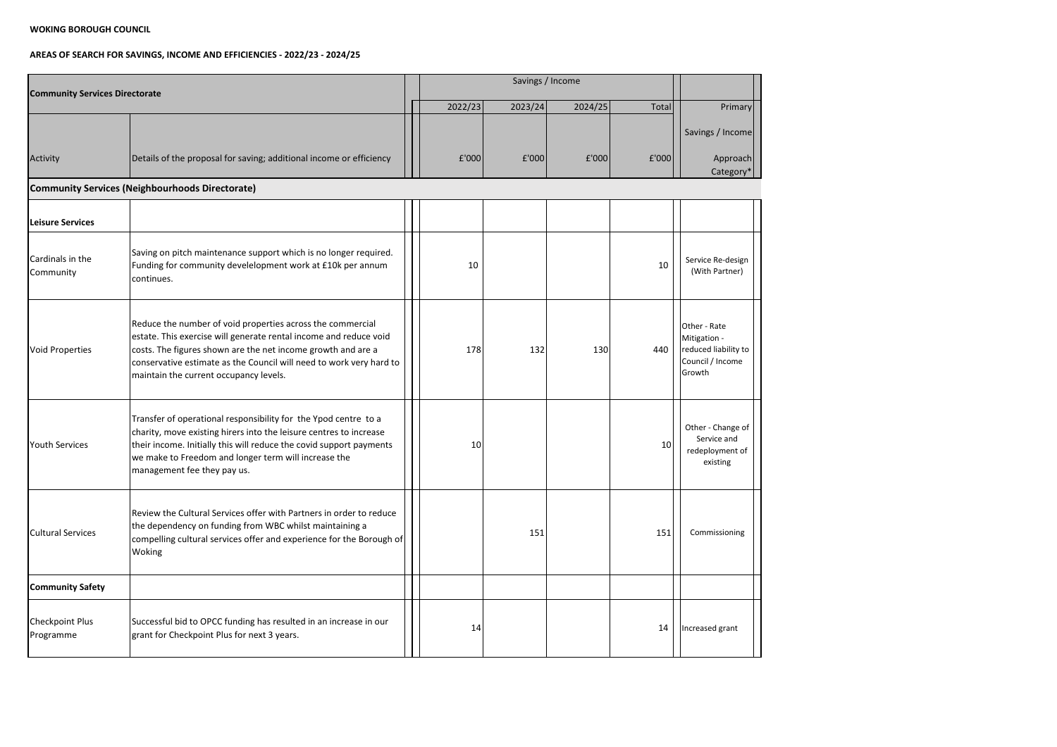**WOKING BOROUGH COUNCIL**

**AREAS OF SEARCH FOR SAVINGS, INCOME AND EFFICIENCIES - 2022/23 - 2024/25**

| **Community Services Directorate** | | Savings / Income | | | | |
|---|---|---|---|---|---|---|
| | | 2022/23 | 2023/24 | 2024/25 | Total | Primary |
| Activity | Details of the proposal for saving; additional income or efficiency | £'000 | £'000 | £'000 | £'000 | Savings / Income Approach Category* |
| **Community Services (Neighbourhoods Directorate)** | | | | | | |
| **Leisure Services** | | | | | | |
| Cardinals in the Community | Saving on pitch maintenance support which is no longer required. Funding for community develelopment work at £10k per annum continues. | 10 | | | 10 | Service Re-design (With Partner) |
| Void Properties | Reduce the number of void properties across the commercial estate. This exercise will generate rental income and reduce void costs. The figures shown are the net income growth and are a conservative estimate as the Council will need to work very hard to maintain the current occupancy levels. | 178 | 132 | 130 | 440 | Other - Rate Mitigation - reduced liability to Council / Income Growth |
| Youth Services | Transfer of operational responsibility for the Ypod centre to a charity, move existing hirers into the leisure centres to increase their income. Initially this will reduce the covid support payments we make to Freedom and longer term will increase the management fee they pay us. | 10 | | | 10 | Other - Change of Service and redeployment of existing |
| Cultural Services | Review the Cultural Services offer with Partners in order to reduce the dependency on funding from WBC whilst maintaining a compelling cultural services offer and experience for the Borough of Woking | | 151 | | 151 | Commissioning |
| **Community Safety** | | | | | | |
| Checkpoint Plus Programme | Successful bid to OPCC funding has resulted in an increase in our grant for Checkpoint Plus for next 3 years. | 14 | | | 14 | Increased grant |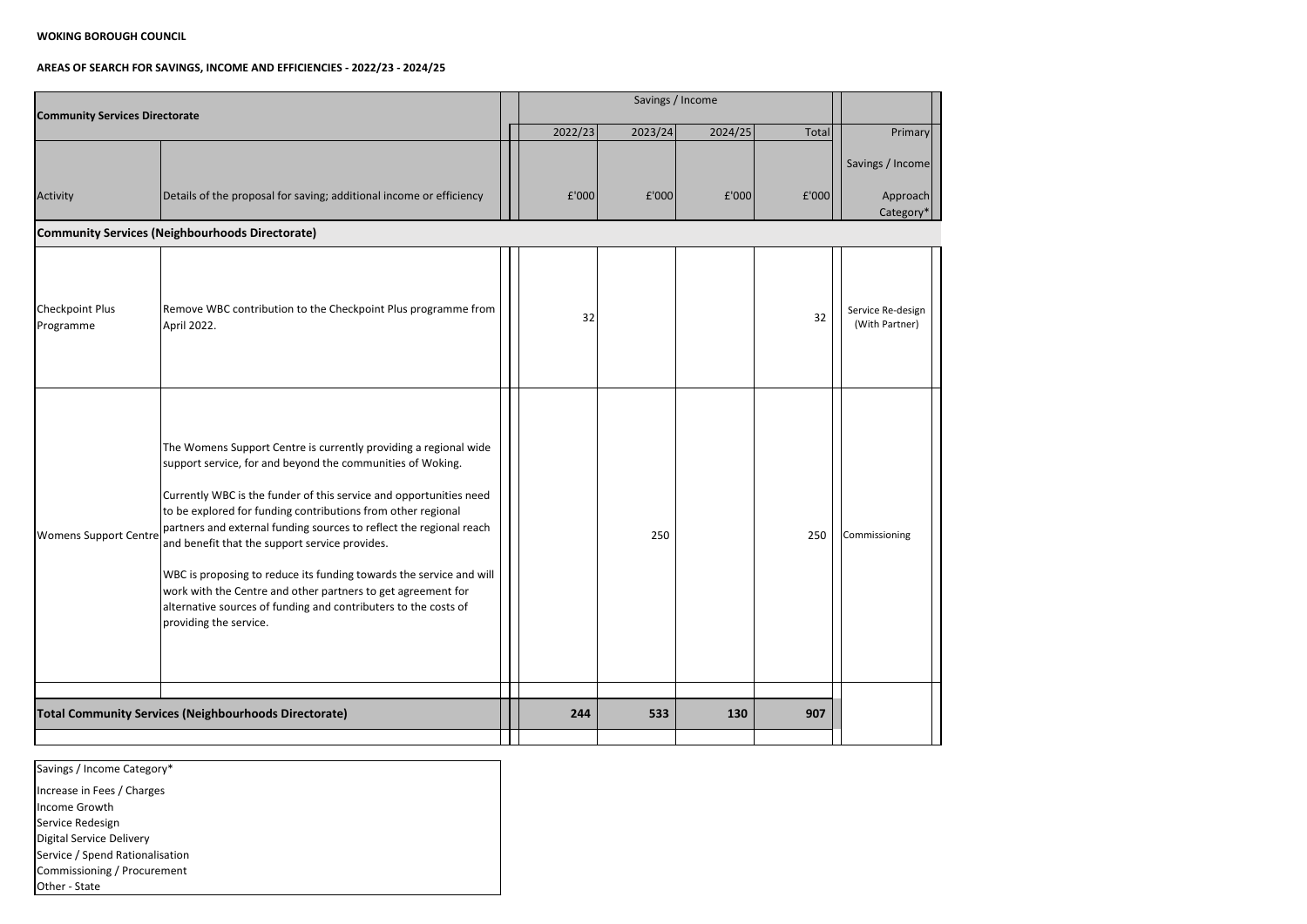**WOKING BOROUGH COUNCIL**

**AREAS OF SEARCH FOR SAVINGS, INCOME AND EFFICIENCIES - 2022/23 - 2024/25**

| **Community Services Directorate** | | Savings / Income | | | | |
|---|---|---|---|---|---|---|
| | | 2022/23 | 2023/24 | 2024/25 | Total | Primary Savings / Income |
| Activity | Details of the proposal for saving; additional income or efficiency | £'000 | £'000 | £'000 | £'000 | Approach Category* |
| **Community Services (Neighbourhoods Directorate)** | | | | | | |
| Checkpoint Plus Programme | Remove WBC contribution to the Checkpoint Plus programme from April 2022. | 32 | | | 32 | Service Re-design (With Partner) |
| Womens Support Centre | The Womens Support Centre is currently providing a regional wide support service, for and beyond the communities of Woking.<br><br>Currently WBC is the funder of this service and opportunities need to be explored for funding contributions from other regional partners and external funding sources to reflect the regional reach and benefit that the support service provides.<br><br>WBC is proposing to reduce its funding towards the service and will work with the Centre and other partners to get agreement for alternative sources of funding and contributers to the costs of providing the service. | | 250 | | 250 | Commissioning |
| **Total Community Services (Neighbourhoods Directorate)** | | **244** | **533** | **130** | **907** | |

| Savings / Income Category* |
|---|
| Increase in Fees / Charges |
| Income Growth |
| Service Redesign |
| Digital Service Delivery |
| Service / Spend Rationalisation |
| Commissioning / Procurement |
| Other - State |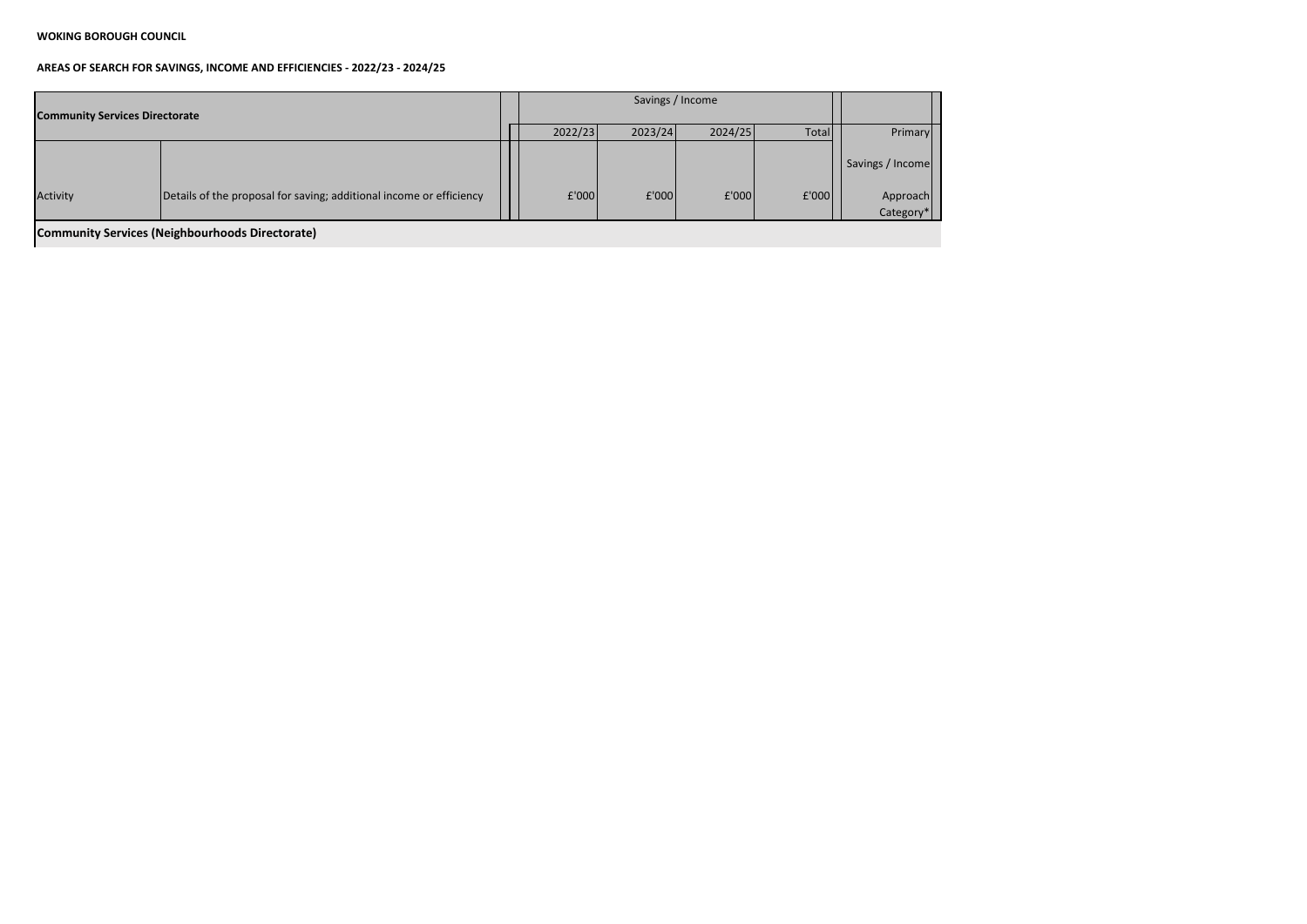**WOKING BOROUGH COUNCIL**

**AREAS OF SEARCH FOR SAVINGS, INCOME AND EFFICIENCIES - 2022/23 - 2024/25**

| **Community Services Directorate** | | Savings / Income | | | | |
|---|---|---|---|---|---|---|
| | | 2022/23 | 2023/24 | 2024/25 | Total | Primary |
| Activity | Details of the proposal for saving; additional income or efficiency | £'000 | £'000 | £'000 | £'000 | Savings / Income Approach Category* |
| **Community Services (Neighbourhoods Directorate)** | | | | | | |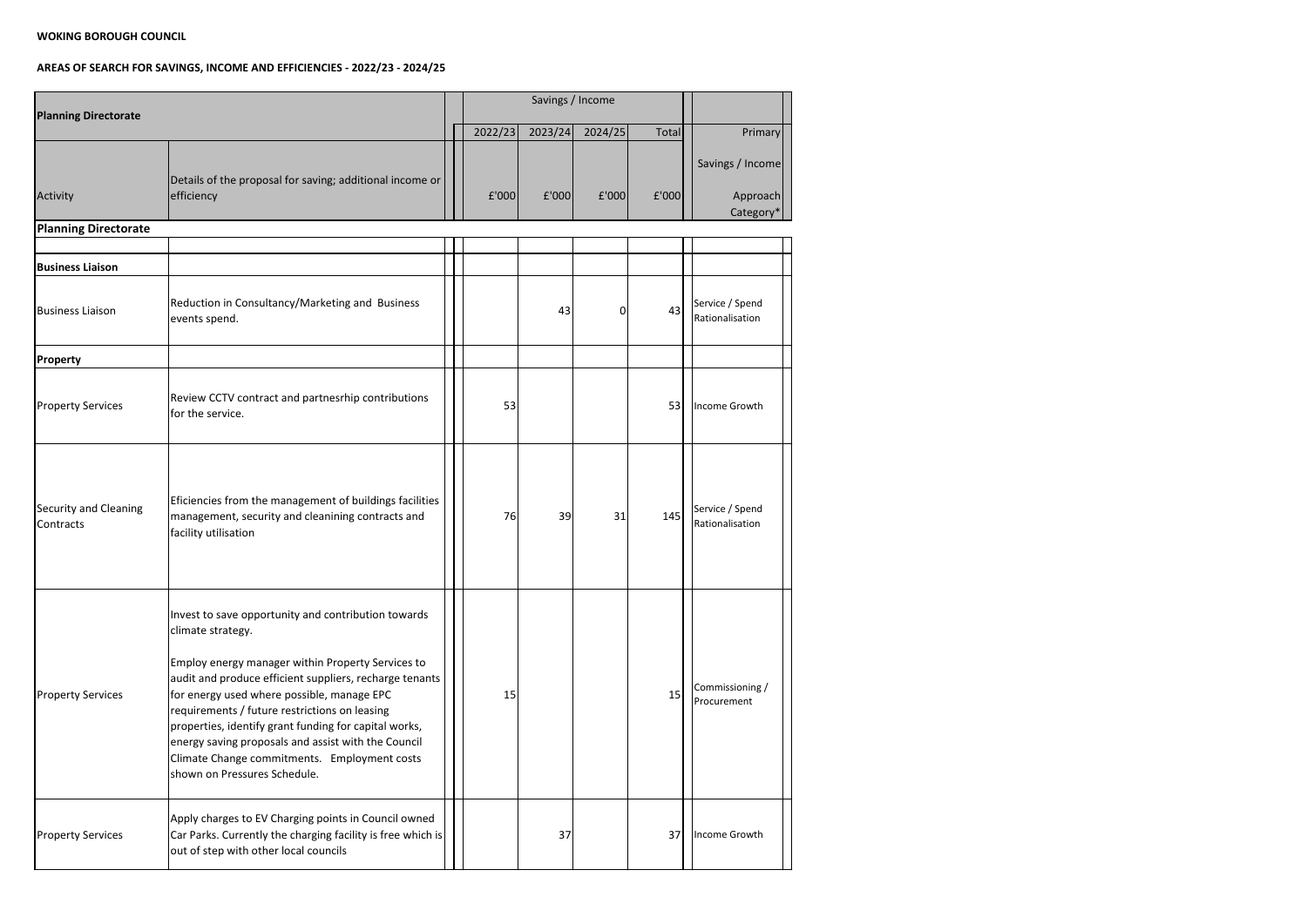**WOKING BOROUGH COUNCIL**

**AREAS OF SEARCH FOR SAVINGS, INCOME AND EFFICIENCIES - 2022/23 - 2024/25**

| Planning Directorate | | Savings / Income | | | | |
|---|---|---|---|---|---|---|
| | | 2022/23 | 2023/24 | 2024/25 | Total | Primary |
| Activity | Details of the proposal for saving; additional income or efficiency | £'000 | £'000 | £'000 | £'000 | Savings / Income Approach Category* |
| **Planning Directorate** | | | | | | |
| **Business Liaison** | | | | | | |
| Business Liaison | Reduction in Consultancy/Marketing and Business events spend. | | 43 | 0 | 43 | Service / Spend Rationalisation |
| **Property** | | | | | | |
| Property Services | Review CCTV contract and partnesrhip contributions for the service. | 53 | | | 53 | Income Growth |
| Security and Cleaning Contracts | Eficiencies from the management of buildings facilities management, security and cleanining contracts and facility utilisation | 76 | 39 | 31 | 145 | Service / Spend Rationalisation |
| Property Services | Invest to save opportunity and contribution towards climate strategy.<br><br>Employ energy manager within Property Services to audit and produce efficient suppliers, recharge tenants for energy used where possible, manage EPC requirements / future restrictions on leasing properties, identify grant funding for capital works, energy saving proposals and assist with the Council Climate Change commitments. Employment costs shown on Pressures Schedule. | 15 | | | 15 | Commissioning / Procurement |
| Property Services | Apply charges to EV Charging points in Council owned Car Parks. Currently the charging facility is free which is out of step with other local councils | | 37 | | 37 | Income Growth |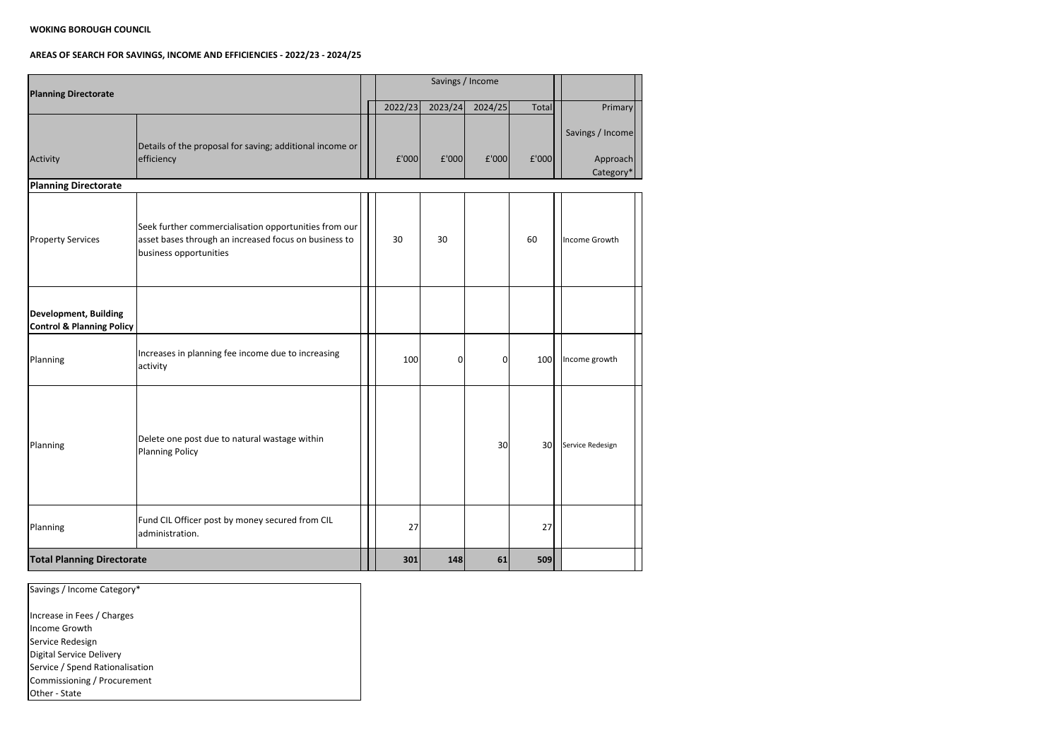**WOKING BOROUGH COUNCIL**

**AREAS OF SEARCH FOR SAVINGS, INCOME AND EFFICIENCIES - 2022/23 - 2024/25**

| **Planning Directorate** | | Savings / Income | | | | |
|---|---|---|---|---|---|---|
| | | 2022/23 | 2023/24 | 2024/25 | Total | Primary |
| Activity | Details of the proposal for saving; additional income or efficiency | £'000 | £'000 | £'000 | £'000 | Savings / Income Approach Category* |
| **Planning Directorate** | | | | | | |
| Property Services | Seek further commercialisation opportunities from our asset bases through an increased focus on business to business opportunities | 30 | 30 | | 60 | Income Growth |
| **Development, Building Control & Planning Policy** | | | | | | |
| Planning | Increases in planning fee income due to increasing activity | 100 | 0 | 0 | 100 | Income growth |
| Planning | Delete one post due to natural wastage within Planning Policy | | | 30 | 30 | Service Redesign |
| Planning | Fund CIL Officer post by money secured from CIL administration. | 27 | | | 27 | |
| **Total Planning Directorate** | | **301** | **148** | **61** | **509** | |

Savings / Income Category*

- Increase in Fees / Charges
- Income Growth
- Service Redesign
- Digital Service Delivery
- Service / Spend Rationalisation
- Commissioning / Procurement
- Other - State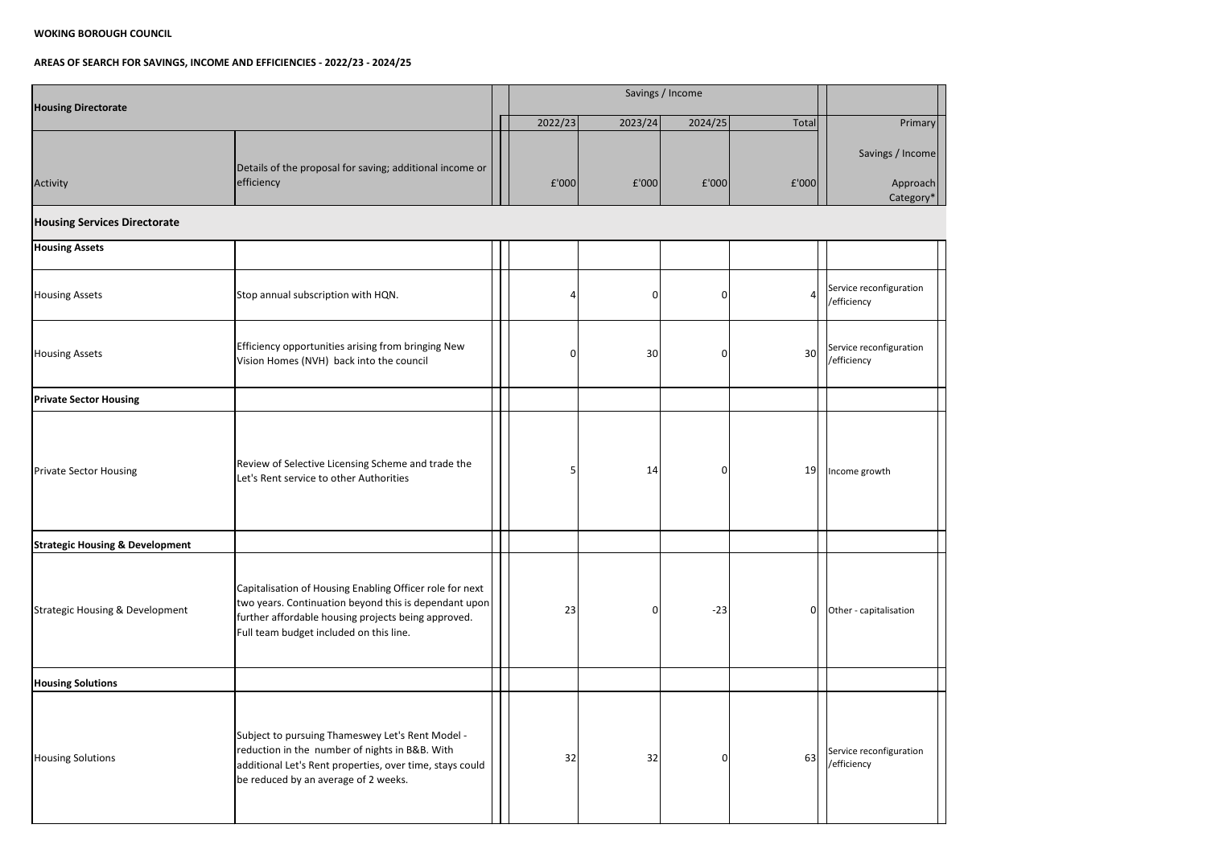**WOKING BOROUGH COUNCIL**

**AREAS OF SEARCH FOR SAVINGS, INCOME AND EFFICIENCIES - 2022/23 - 2024/25**

| **Housing Directorate** | | Savings / Income | | | | |
|---|---|---|---|---|---|---|
| | | 2022/23 | 2023/24 | 2024/25 | Total | Primary |
| Activity | Details of the proposal for saving; additional income or efficiency | £'000 | £'000 | £'000 | £'000 | Savings / Income Approach Category* |
| **Housing Services Directorate** | | | | | | |
| **Housing Assets** | | | | | | |
| Housing Assets | Stop annual subscription with HQN. | 4 | 0 | 0 | 4 | Service reconfiguration /efficiency |
| Housing Assets | Efficiency opportunities arising from bringing New Vision Homes (NVH) back into the council | 0 | 30 | 0 | 30 | Service reconfiguration /efficiency |
| **Private Sector Housing** | | | | | | |
| Private Sector Housing | Review of Selective Licensing Scheme and trade the Let's Rent service to other Authorities | 5 | 14 | 0 | 19 | Income growth |
| **Strategic Housing & Development** | | | | | | |
| Strategic Housing & Development | Capitalisation of Housing Enabling Officer role for next two years. Continuation beyond this is dependant upon further affordable housing projects being approved. Full team budget included on this line. | 23 | 0 | -23 | 0 | Other - capitalisation |
| **Housing Solutions** | | | | | | |
| Housing Solutions | Subject to pursuing Thameswey Let's Rent Model - reduction in the number of nights in B&B. With additional Let's Rent properties, over time, stays could be reduced by an average of 2 weeks. | 32 | 32 | 0 | 63 | Service reconfiguration /efficiency |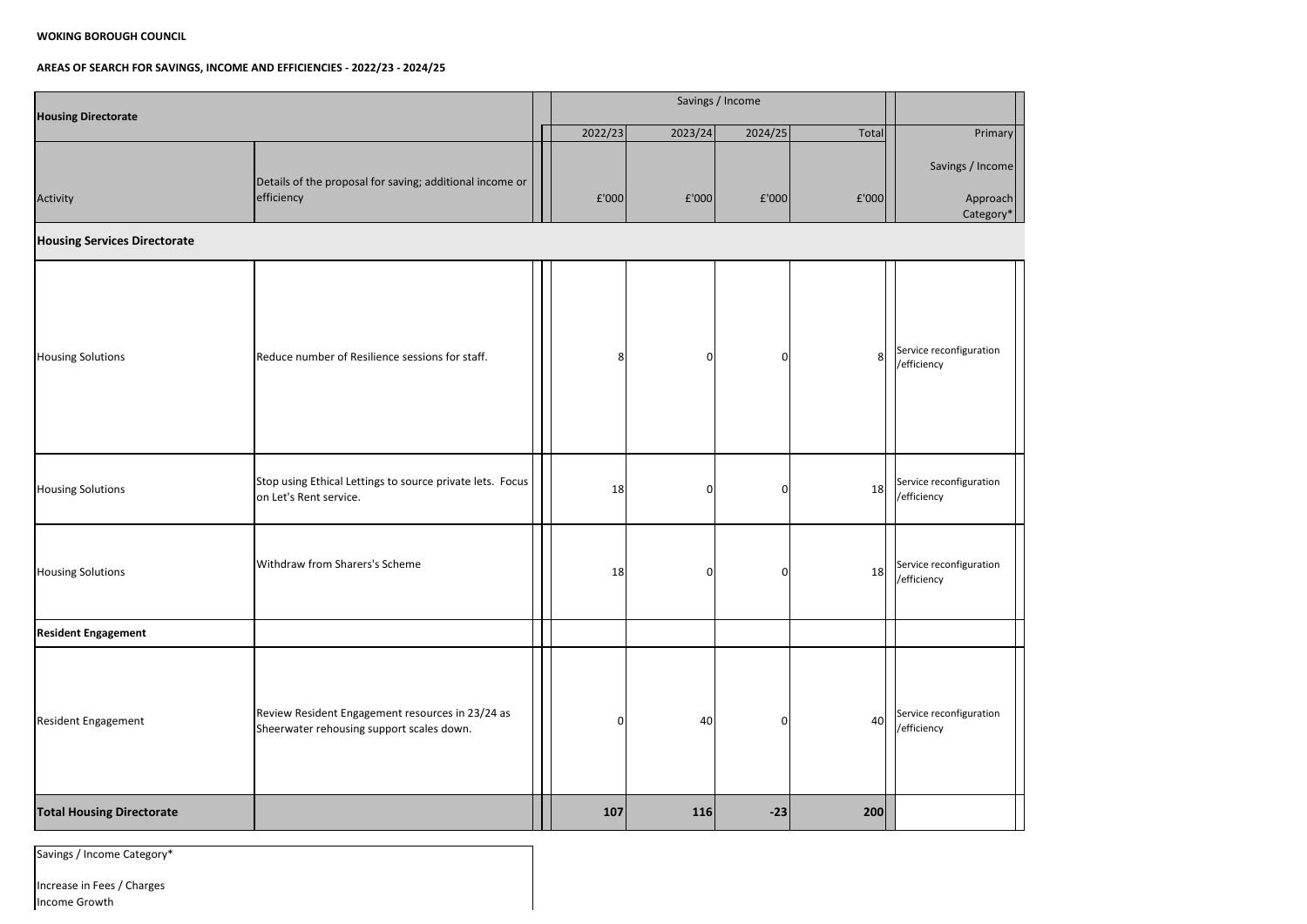**WOKING BOROUGH COUNCIL**

**AREAS OF SEARCH FOR SAVINGS, INCOME AND EFFICIENCIES - 2022/23 - 2024/25**

| **Housing Directorate** | | Savings / Income | | | | |
|---|---|---|---|---|---|---|
| | | 2022/23 | 2023/24 | 2024/25 | Total | Primary |
| Activity | Details of the proposal for saving; additional income or efficiency | £'000 | £'000 | £'000 | £'000 | Savings / Income Approach Category* |
| **Housing Services Directorate** | | | | | | |
| Housing Solutions | Reduce number of Resilience sessions for staff. | 8 | 0 | 0 | 8 | Service reconfiguration /efficiency |
| Housing Solutions | Stop using Ethical Lettings to source private lets. Focus on Let's Rent service. | 18 | 0 | 0 | 18 | Service reconfiguration /efficiency |
| Housing Solutions | Withdraw from Sharers's Scheme | 18 | 0 | 0 | 18 | Service reconfiguration /efficiency |
| **Resident Engagement** | | | | | | |
| Resident Engagement | Review Resident Engagement resources in 23/24 as Sheerwater rehousing support scales down. | 0 | 40 | 0 | 40 | Service reconfiguration /efficiency |
| **Total Housing Directorate** | | **107** | **116** | **-23** | **200** | |

Savings / Income Category*

Increase in Fees / Charges
Income Growth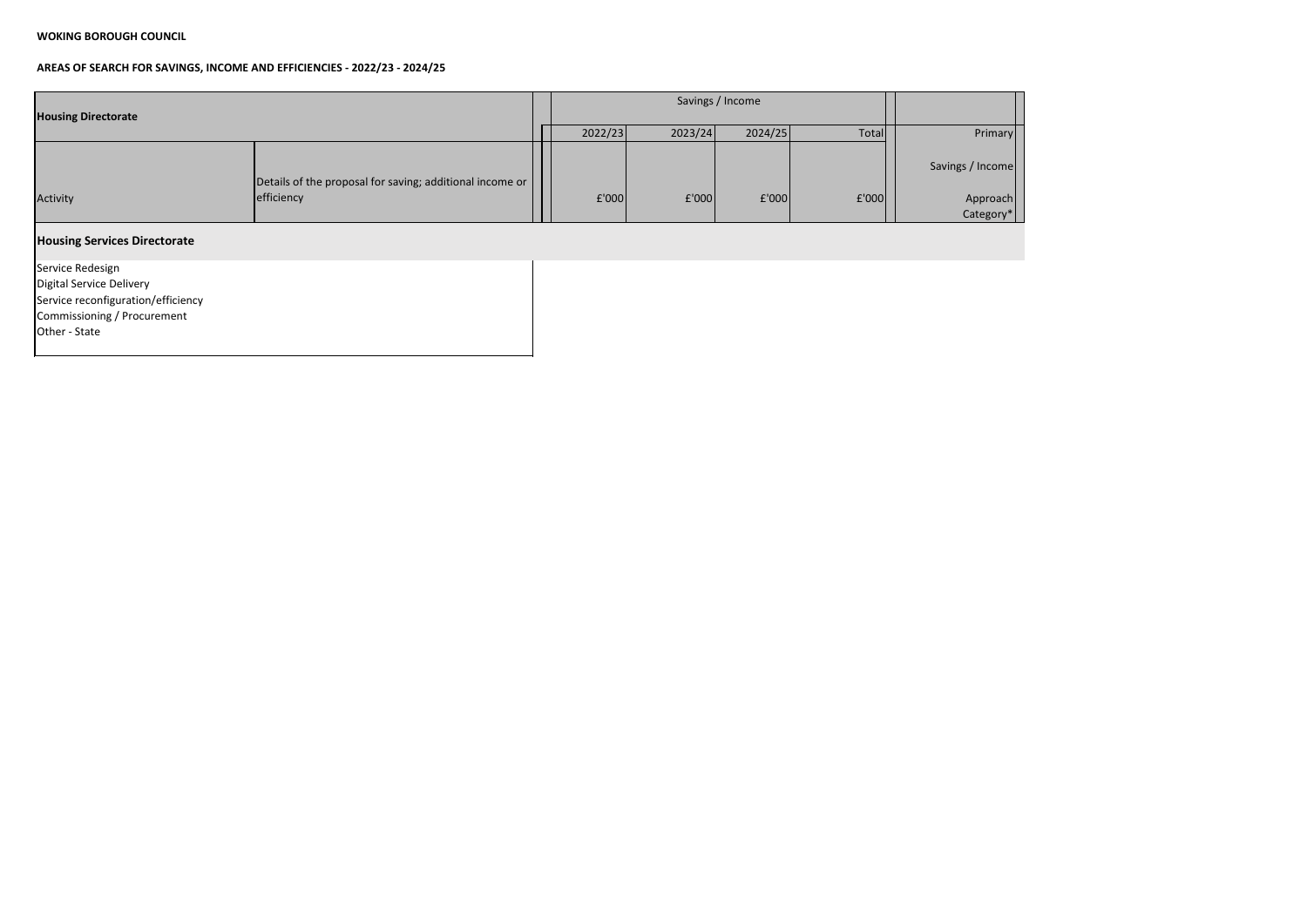**WOKING BOROUGH COUNCIL**

**AREAS OF SEARCH FOR SAVINGS, INCOME AND EFFICIENCIES - 2022/23 - 2024/25**

| **Housing Directorate** | | Savings / Income | | | | |
|---|---|---|---|---|---|---|
| | | 2022/23 | 2023/24 | 2024/25 | Total | Primary |
| Activity | Details of the proposal for saving; additional income or efficiency | £'000 | £'000 | £'000 | £'000 | Savings / Income Approach Category* |
| **Housing Services Directorate** | | | | | | |

Service Redesign
Digital Service Delivery
Service reconfiguration/efficiency
Commissioning / Procurement
Other - State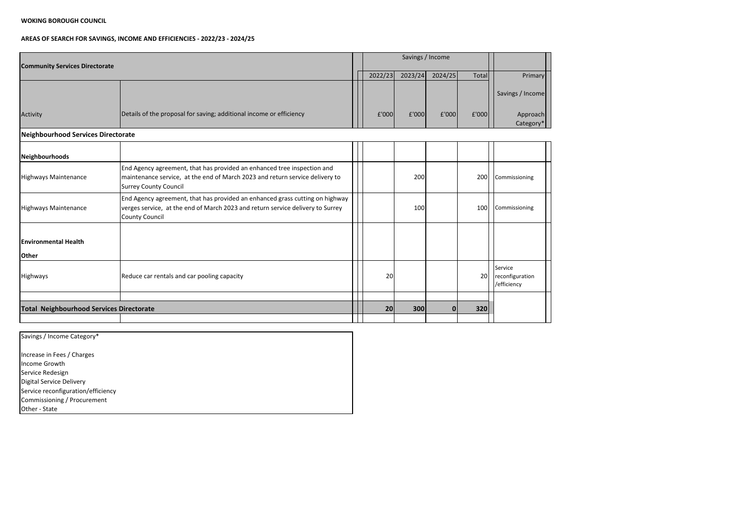**WOKING BOROUGH COUNCIL**

**AREAS OF SEARCH FOR SAVINGS, INCOME AND EFFICIENCIES - 2022/23 - 2024/25**

| **Community Services Directorate** | | Savings / Income | | | | |
|---|---|---|---|---|---|---|
| | | 2022/23 | 2023/24 | 2024/25 | Total | Primary |
| | | | | | | Savings / Income |
| Activity | Details of the proposal for saving; additional income or efficiency | £'000 | £'000 | £'000 | £'000 | Approach Category* |
| **Neighbourhood Services Directorate** | | | | | | |
| **Neighbourhoods** | | | | | | |
| Highways Maintenance | End Agency agreement, that has provided an enhanced tree inspection and maintenance service, at the end of March 2023 and return service delivery to Surrey County Council | | 200 | | 200 | Commissioning |
| Highways Maintenance | End Agency agreement, that has provided an enhanced grass cutting on highway verges service, at the end of March 2023 and return service delivery to Surrey County Council | | 100 | | 100 | Commissioning |
| **Environmental Health** | | | | | | |
| **Other** | | | | | | |
| Highways | Reduce car rentals and car pooling capacity | 20 | | | 20 | Service reconfiguration /efficiency |
| **Total Neighbourhood Services Directorate** | | **20** | **300** | **0** | **320** | |

Savings / Income Category*

Increase in Fees / Charges
Income Growth
Service Redesign
Digital Service Delivery
Service reconfiguration/efficiency
Commissioning / Procurement
Other - State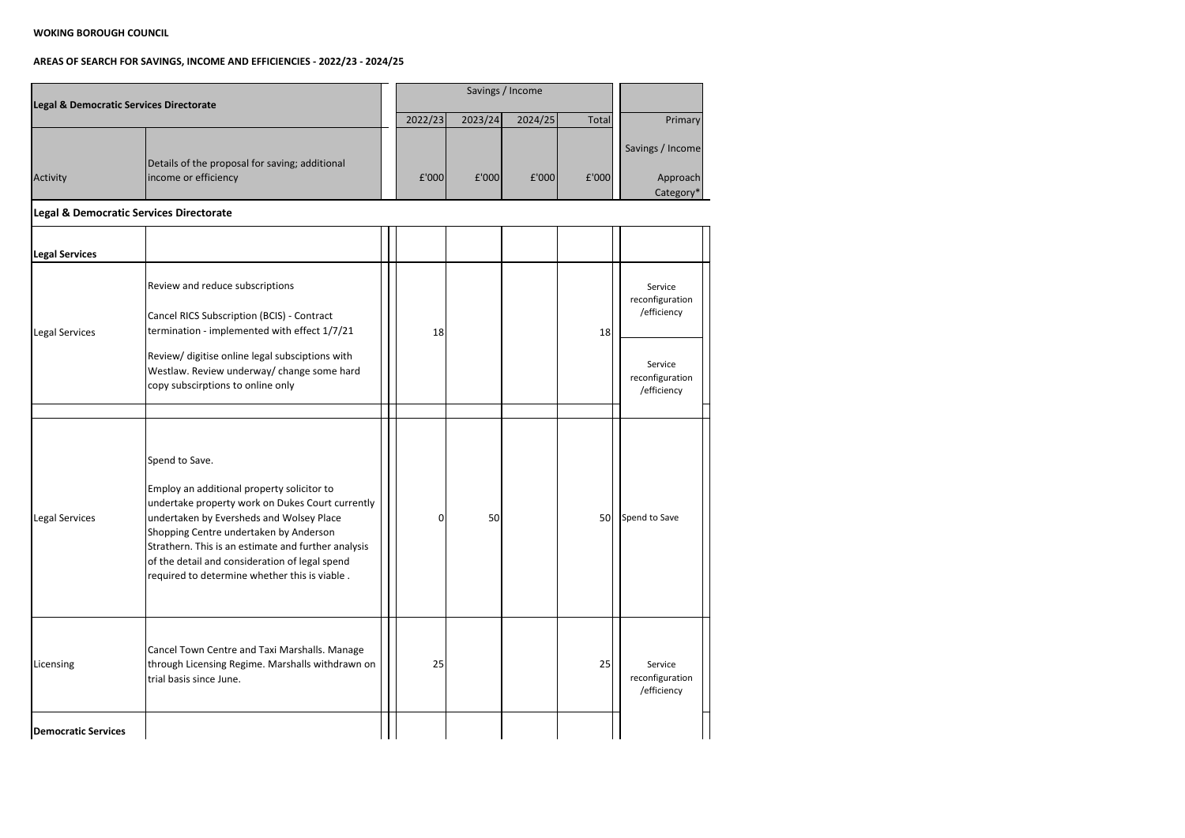**WOKING BOROUGH COUNCIL**

**AREAS OF SEARCH FOR SAVINGS, INCOME AND EFFICIENCIES - 2022/23 - 2024/25**

| Legal & Democratic Services Directorate | | Savings / Income | | | | |
|---|---|---|---|---|---|---|
| | | 2022/23 | 2023/24 | 2024/25 | Total | Primary |
| Activity | Details of the proposal for saving; additional income or efficiency | £'000 | £'000 | £'000 | £'000 | Savings / Income Approach Category* |
| **Legal & Democratic Services Directorate** | | | | | | |
| **Legal Services** | | | | | | |
| Legal Services | Review and reduce subscriptions<br><br>Cancel RICS Subscription (BCIS) - Contract termination - implemented with effect 1/7/21 | 18 | | | 18 | Service reconfiguration /efficiency |
| | Review/ digitise online legal subsciptions with Westlaw. Review underway/ change some hard copy subscirptions to online only | | | | | Service reconfiguration /efficiency |
| Legal Services | Spend to Save.<br><br>Employ an additional property solicitor to undertake property work on Dukes Court currently undertaken by Eversheds and Wolsey Place Shopping Centre undertaken by Anderson Strathern. This is an estimate and further analysis of the detail and consideration of legal spend required to determine whether this is viable . | 0 | 50 | | 50 | Spend to Save |
| Licensing | Cancel Town Centre and Taxi Marshalls. Manage through Licensing Regime. Marshalls withdrawn on trial basis since June. | 25 | | | 25 | Service reconfiguration /efficiency |
| **Democratic Services** | | | | | | |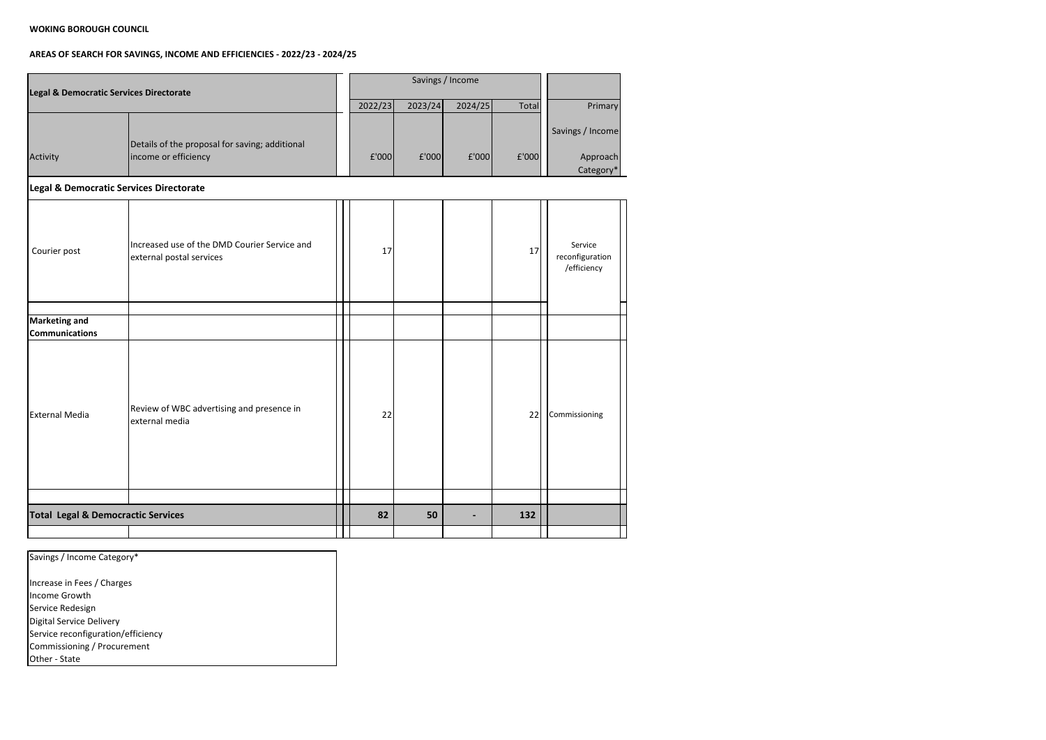**WOKING BOROUGH COUNCIL**

**AREAS OF SEARCH FOR SAVINGS, INCOME AND EFFICIENCIES - 2022/23 - 2024/25**

| Legal & Democratic Services Directorate | | Savings / Income | | | | |
|---|---|---|---|---|---|---|
| | | 2022/23 | 2023/24 | 2024/25 | Total | Primary |
| Activity | Details of the proposal for saving; additional income or efficiency | £'000 | £'000 | £'000 | £'000 | Savings / Income Approach Category* |
| **Legal & Democratic Services Directorate** | | | | | | |
| Courier post | Increased use of the DMD Courier Service and external postal services | 17 | | | 17 | Service reconfiguration /efficiency |
| | | | | | | |
| **Marketing and Communications** | | | | | | |
| External Media | Review of WBC advertising and presence in external media | 22 | | | 22 | Commissioning |
| | | | | | | |
| **Total Legal & Democractic Services** | | **82** | **50** | **-** | **132** | |

Savings / Income Category*

Increase in Fees / Charges
Income Growth
Service Redesign
Digital Service Delivery
Service reconfiguration/efficiency
Commissioning / Procurement
Other - State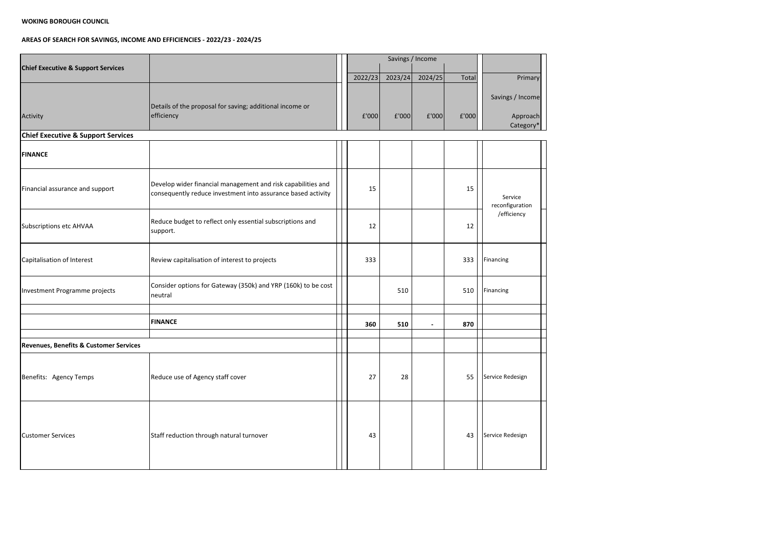**WOKING BOROUGH COUNCIL**

**AREAS OF SEARCH FOR SAVINGS, INCOME AND EFFICIENCIES - 2022/23 - 2024/25**

| **Chief Executive & Support Services** | | Savings / Income | | | | |
|---|---|---|---|---|---|---|
| | | 2022/23 | 2023/24 | 2024/25 | Total | Primary |
| Activity | Details of the proposal for saving; additional income or efficiency | £'000 | £'000 | £'000 | £'000 | Savings / Income Approach Category* |
| **Chief Executive & Support Services** | | | | | | |
| **FINANCE** | | | | | | |
| Financial assurance and support | Develop wider financial management and risk capabilities and consequently reduce investment into assurance based activity | 15 | | | 15 | Service reconfiguration /efficiency |
| Subscriptions etc AHVAA | Reduce budget to reflect only essential subscriptions and support. | 12 | | | 12 | |
| Capitalisation of Interest | Review capitalisation of interest to projects | 333 | | | 333 | Financing |
| Investment Programme projects | Consider options for Gateway (350k) and YRP (160k) to be cost neutral | | 510 | | 510 | Financing |
| | **FINANCE** | **360** | **510** | **-** | **870** | |
| **Revenues, Benefits & Customer Services** | | | | | | |
| Benefits: Agency Temps | Reduce use of Agency staff cover | 27 | 28 | | 55 | Service Redesign |
| Customer Services | Staff reduction through natural turnover | 43 | | | 43 | Service Redesign |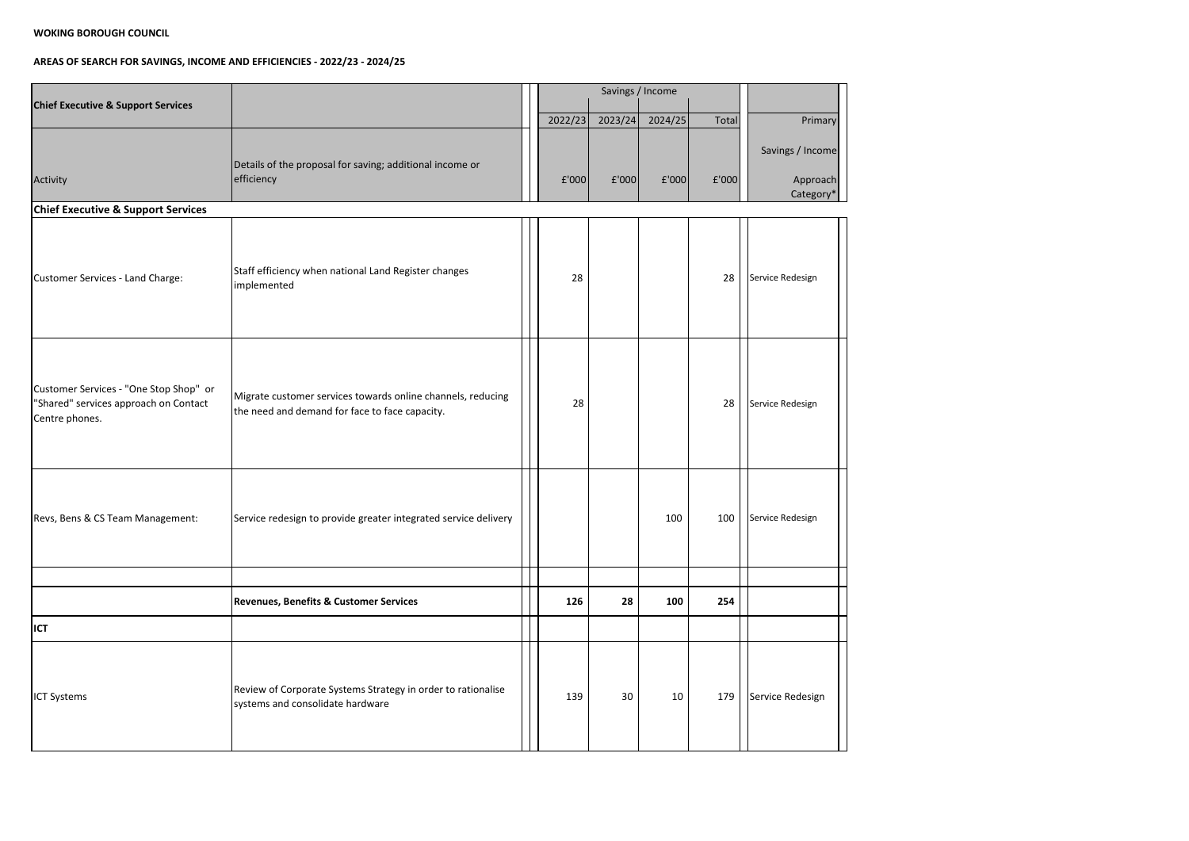**WOKING BOROUGH COUNCIL**

**AREAS OF SEARCH FOR SAVINGS, INCOME AND EFFICIENCIES - 2022/23 - 2024/25**

| **Chief Executive & Support Services** | | Savings / Income | | | | |
|---|---|---|---|---|---|---|
| | | 2022/23 | 2023/24 | 2024/25 | Total | Primary |
| Activity | Details of the proposal for saving; additional income or efficiency | £'000 | £'000 | £'000 | £'000 | Savings / Income Approach Category* |
| **Chief Executive & Support Services** | | | | | | |
| Customer Services - Land Charge: | Staff efficiency when national Land Register changes implemented | 28 | | | 28 | Service Redesign |
| Customer Services - "One Stop Shop" or "Shared" services approach on Contact Centre phones. | Migrate customer services towards online channels, reducing the need and demand for face to face capacity. | 28 | | | 28 | Service Redesign |
| Revs, Bens & CS Team Management: | Service redesign to provide greater integrated service delivery | | | 100 | 100 | Service Redesign |
| | | | | | | |
| | **Revenues, Benefits & Customer Services** | **126** | **28** | **100** | **254** | |
| **ICT** | | | | | | |
| ICT Systems | Review of Corporate Systems Strategy in order to rationalise systems and consolidate hardware | 139 | 30 | 10 | 179 | Service Redesign |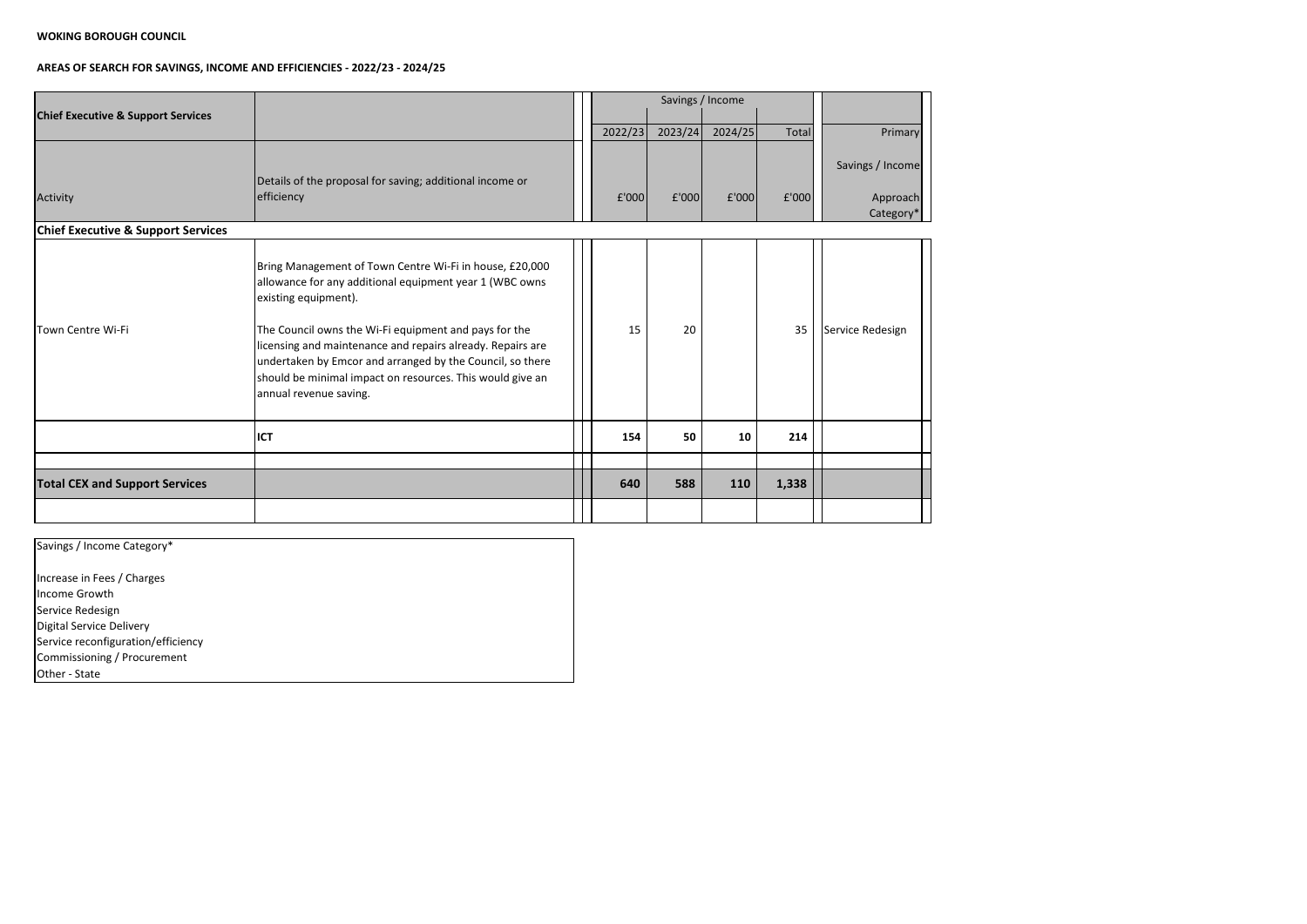**WOKING BOROUGH COUNCIL**

**AREAS OF SEARCH FOR SAVINGS, INCOME AND EFFICIENCIES - 2022/23 - 2024/25**

| **Chief Executive & Support Services** | | Savings / Income | | | | |
|---|---|---|---|---|---|---|
| | | 2022/23 | 2023/24 | 2024/25 | Total | Primary |
| Activity | Details of the proposal for saving; additional income or efficiency | £'000 | £'000 | £'000 | £'000 | Savings / Income Approach Category* |
| **Chief Executive & Support Services** | | | | | | |
| Town Centre Wi-Fi | Bring Management of Town Centre Wi-Fi in house, £20,000 allowance for any additional equipment year 1 (WBC owns existing equipment).<br><br>The Council owns the Wi-Fi equipment and pays for the licensing and maintenance and repairs already. Repairs are undertaken by Emcor and arranged by the Council, so there should be minimal impact on resources. This would give an annual revenue saving. | 15 | 20 | | 35 | Service Redesign |
| | **ICT** | **154** | **50** | **10** | **214** | |
| | | | | | | |
| **Total CEX and Support Services** | | **640** | **588** | **110** | **1,338** | |
| | | | | | | |

Savings / Income Category*

Increase in Fees / Charges
Income Growth
Service Redesign
Digital Service Delivery
Service reconfiguration/efficiency
Commissioning / Procurement
Other - State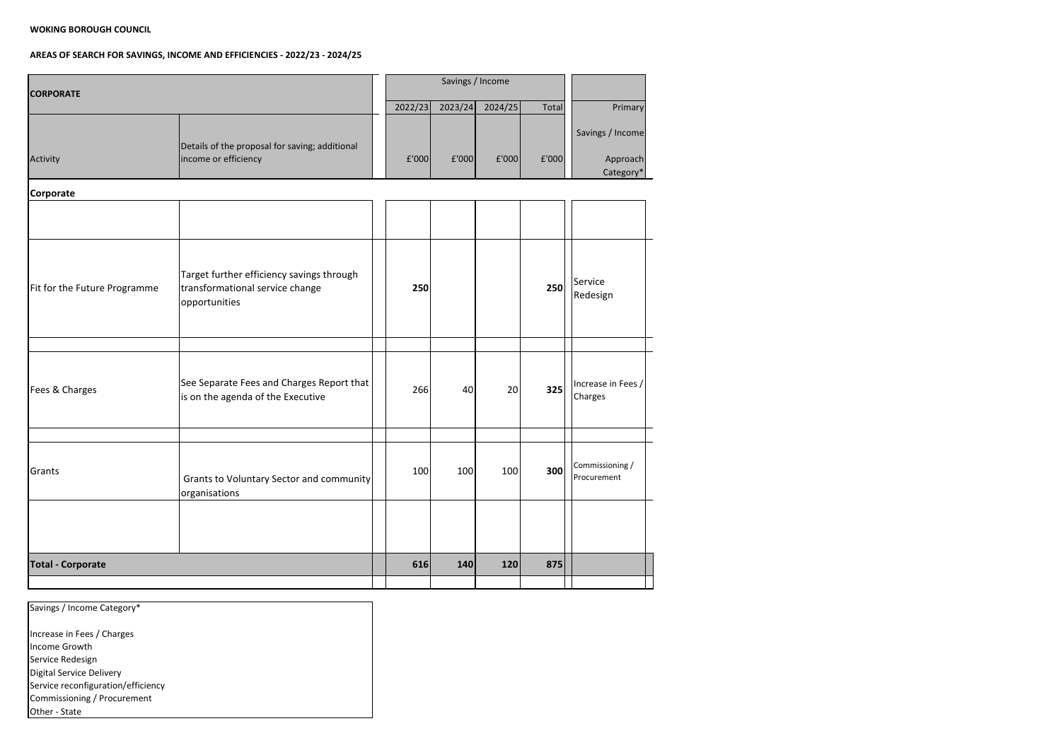**WOKING BOROUGH COUNCIL**

**AREAS OF SEARCH FOR SAVINGS, INCOME AND EFFICIENCIES - 2022/23 - 2024/25**

| CORPORATE | | Savings / Income | | | | |
|---|---|---|---|---|---|---|
| | | 2022/23 | 2023/24 | 2024/25 | Total | Primary |
| Activity | Details of the proposal for saving; additional income or efficiency | £'000 | £'000 | £'000 | £'000 | Savings / Income Approach Category* |
| **Corporate** | | | | | | |
| | | | | | | |
| Fit for the Future Programme | Target further efficiency savings through transformational service change opportunities | **250** | | | **250** | Service Redesign |
| | | | | | | |
| Fees & Charges | See Separate Fees and Charges Report that is on the agenda of the Executive | 266 | 40 | 20 | **325** | Increase in Fees / Charges |
| | | | | | | |
| Grants | Grants to Voluntary Sector and community organisations | 100 | 100 | 100 | **300** | Commissioning / Procurement |
| | | | | | | |
| **Total - Corporate** | | **616** | **140** | **120** | **875** | |

Savings / Income Category*

Increase in Fees / Charges
Income Growth
Service Redesign
Digital Service Delivery
Service reconfiguration/efficiency
Commissioning / Procurement
Other - State